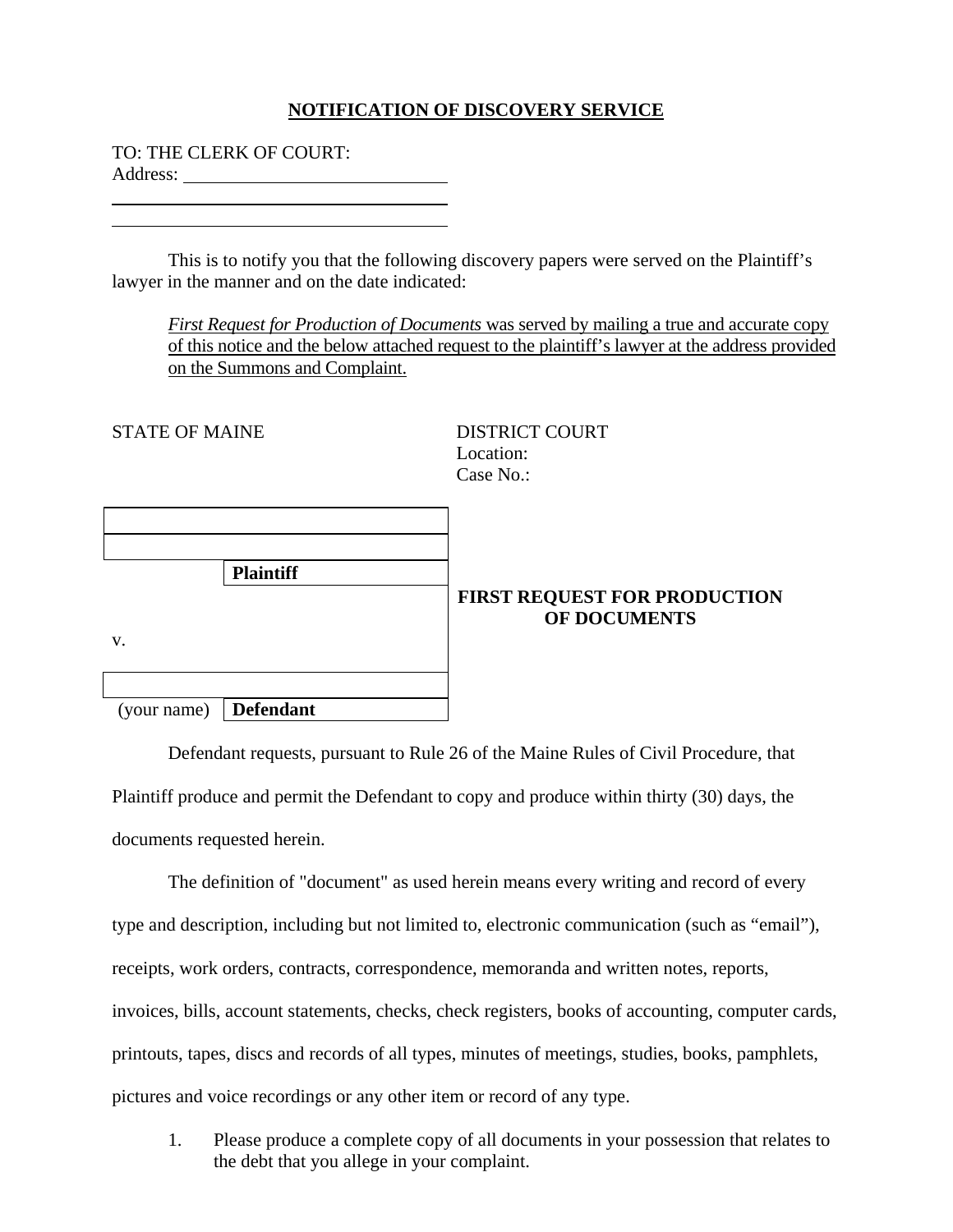# NOTIFICATION OF DISCOVERY SERVICE

TO: THE CLERK OF COURT:
Address: ____________________________

____________________________________

____________________________________

This is to notify you that the following discovery papers were served on the Plaintiff's lawyer in the manner and on the date indicated:

*First Request for Production of Documents* was served by mailing a true and accurate copy of this notice and the below attached request to the plaintiff's lawyer at the address provided on the Summons and Complaint.

STATE OF MAINE

DISTRICT COURT
Location:
Case No.:

| | |
|---|---|
| | |
| | |
| | **Plaintiff** |
| v. | |
| | |
| (your name) | **Defendant** |

**FIRST REQUEST FOR PRODUCTION OF DOCUMENTS**

Defendant requests, pursuant to Rule 26 of the Maine Rules of Civil Procedure, that Plaintiff produce and permit the Defendant to copy and produce within thirty (30) days, the documents requested herein.

The definition of "document" as used herein means every writing and record of every type and description, including but not limited to, electronic communication (such as "email"), receipts, work orders, contracts, correspondence, memoranda and written notes, reports, invoices, bills, account statements, checks, check registers, books of accounting, computer cards, printouts, tapes, discs and records of all types, minutes of meetings, studies, books, pamphlets, pictures and voice recordings or any other item or record of any type.

1. Please produce a complete copy of all documents in your possession that relates to the debt that you allege in your complaint.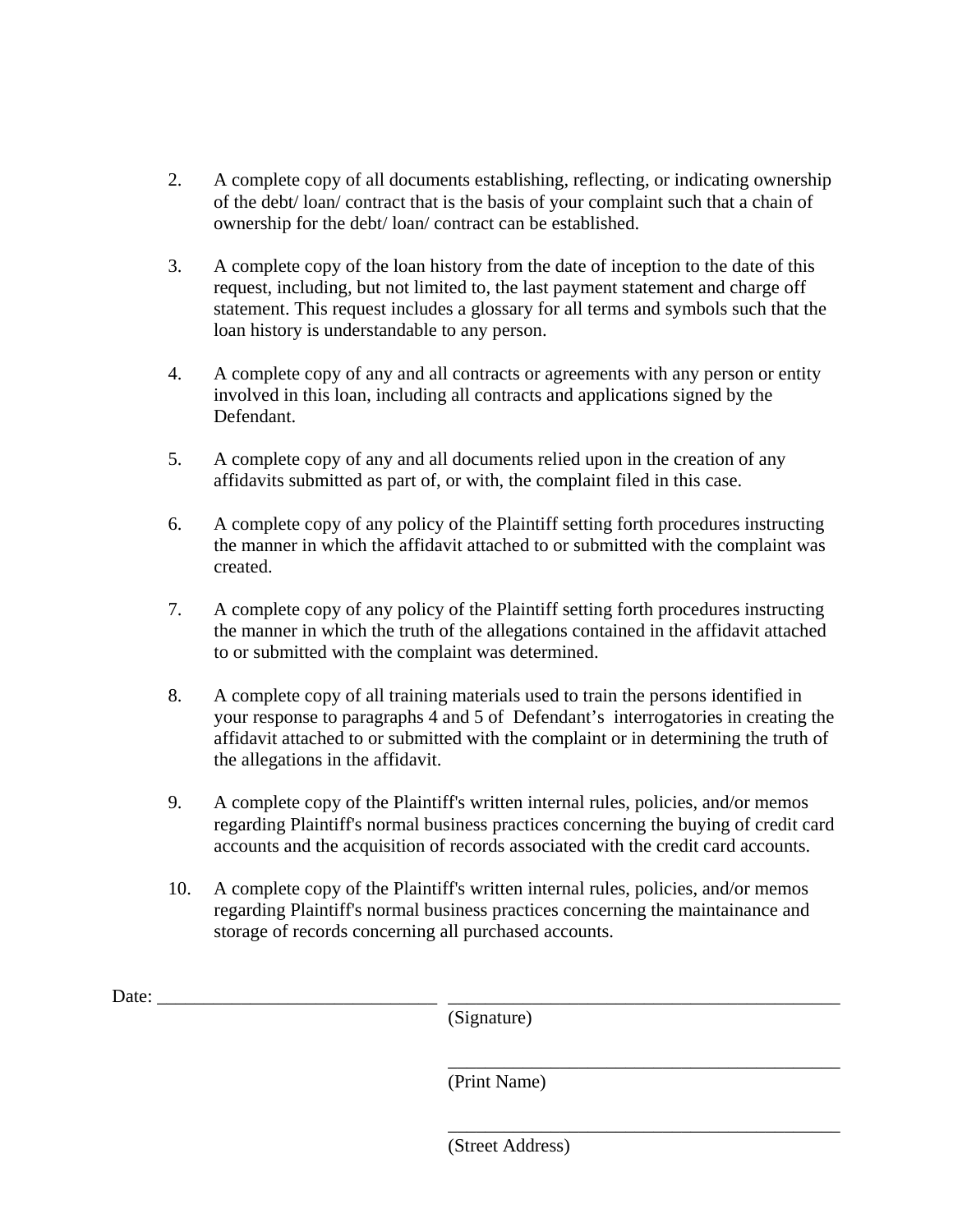2. A complete copy of all documents establishing, reflecting, or indicating ownership of the debt/ loan/ contract that is the basis of your complaint such that a chain of ownership for the debt/ loan/ contract can be established.

3. A complete copy of the loan history from the date of inception to the date of this request, including, but not limited to, the last payment statement and charge off statement. This request includes a glossary for all terms and symbols such that the loan history is understandable to any person.

4. A complete copy of any and all contracts or agreements with any person or entity involved in this loan, including all contracts and applications signed by the Defendant.

5. A complete copy of any and all documents relied upon in the creation of any affidavits submitted as part of, or with, the complaint filed in this case.

6. A complete copy of any policy of the Plaintiff setting forth procedures instructing the manner in which the affidavit attached to or submitted with the complaint was created.

7. A complete copy of any policy of the Plaintiff setting forth procedures instructing the manner in which the truth of the allegations contained in the affidavit attached to or submitted with the complaint was determined.

8. A complete copy of all training materials used to train the persons identified in your response to paragraphs 4 and 5 of Defendant's interrogatories in creating the affidavit attached to or submitted with the complaint or in determining the truth of the allegations in the affidavit.

9. A complete copy of the Plaintiff's written internal rules, policies, and/or memos regarding Plaintiff's normal business practices concerning the buying of credit card accounts and the acquisition of records associated with the credit card accounts.

10. A complete copy of the Plaintiff's written internal rules, policies, and/or memos regarding Plaintiff's normal business practices concerning the maintainance and storage of records concerning all purchased accounts.

Date: ______________________________ ____________________________________________
(Signature)

____________________________________________
(Print Name)

____________________________________________
(Street Address)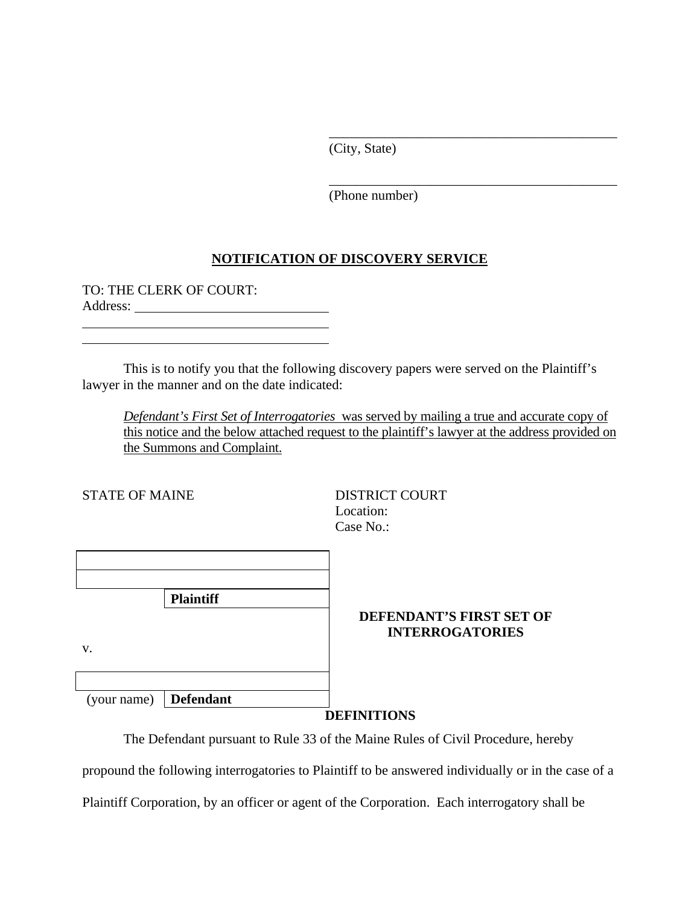\_\_\_\_\_\_\_\_\_\_\_\_\_\_\_\_\_\_\_\_\_\_\_\_\_\_\_\_\_\_\_\_\_\_\_\_\_\_\_\_\_\_\_
(City, State)

\_\_\_\_\_\_\_\_\_\_\_\_\_\_\_\_\_\_\_\_\_\_\_\_\_\_\_\_\_\_\_\_\_\_\_\_\_\_\_\_\_\_\_
(Phone number)

## NOTIFICATION OF DISCOVERY SERVICE

TO: THE CLERK OF COURT:
Address: \_\_\_\_\_\_\_\_\_\_\_\_\_\_\_\_\_\_\_\_\_\_\_\_\_\_\_\_
\_\_\_\_\_\_\_\_\_\_\_\_\_\_\_\_\_\_\_\_\_\_\_\_\_\_\_\_\_\_\_\_\_\_\_\_
\_\_\_\_\_\_\_\_\_\_\_\_\_\_\_\_\_\_\_\_\_\_\_\_\_\_\_\_\_\_\_\_\_\_\_\_

This is to notify you that the following discovery papers were served on the Plaintiff's lawyer in the manner and on the date indicated:

> *Defendant's First Set of Interrogatories* was served by mailing a true and accurate copy of this notice and the below attached request to the plaintiff's lawyer at the address provided on the Summons and Complaint.

| STATE OF MAINE | DISTRICT COURT<br>Location:<br>Case No.: |
|---|---|

| | |
|---|---|
| | |
| | |
| | **Plaintiff** |
| v. | **DEFENDANT'S FIRST SET OF INTERROGATORIES** |
| | |
| (your name) | **Defendant** |

## DEFINITIONS

The Defendant pursuant to Rule 33 of the Maine Rules of Civil Procedure, hereby propound the following interrogatories to Plaintiff to be answered individually or in the case of a Plaintiff Corporation, by an officer or agent of the Corporation. Each interrogatory shall be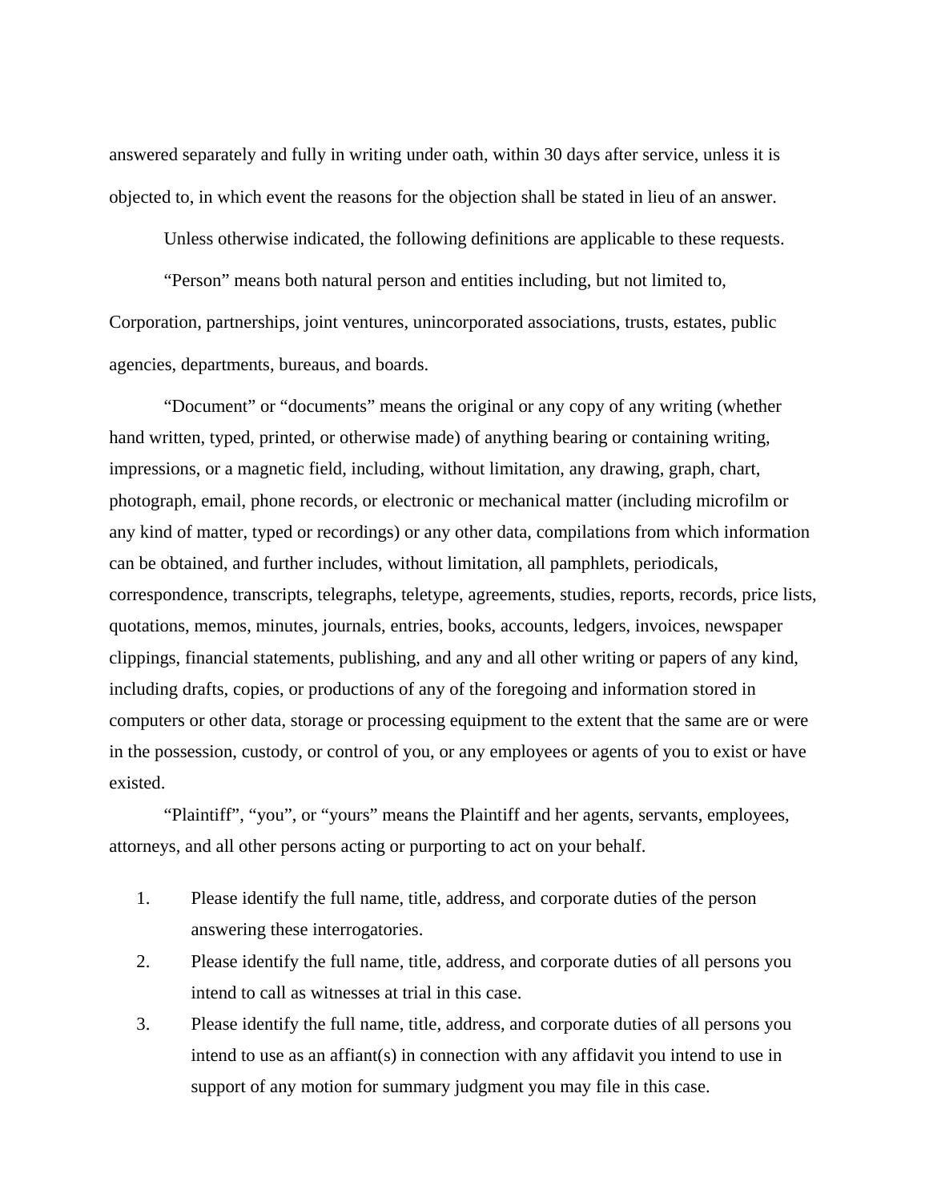answered separately and fully in writing under oath, within 30 days after service, unless it is objected to, in which event the reasons for the objection shall be stated in lieu of an answer.

Unless otherwise indicated, the following definitions are applicable to these requests.

"Person" means both natural person and entities including, but not limited to, Corporation, partnerships, joint ventures, unincorporated associations, trusts, estates, public agencies, departments, bureaus, and boards.

"Document" or "documents" means the original or any copy of any writing (whether hand written, typed, printed, or otherwise made) of anything bearing or containing writing, impressions, or a magnetic field, including, without limitation, any drawing, graph, chart, photograph, email, phone records, or electronic or mechanical matter (including microfilm or any kind of matter, typed or recordings) or any other data, compilations from which information can be obtained, and further includes, without limitation, all pamphlets, periodicals, correspondence, transcripts, telegraphs, teletype, agreements, studies, reports, records, price lists, quotations, memos, minutes, journals, entries, books, accounts, ledgers, invoices, newspaper clippings, financial statements, publishing, and any and all other writing or papers of any kind, including drafts, copies, or productions of any of the foregoing and information stored in computers or other data, storage or processing equipment to the extent that the same are or were in the possession, custody, or control of you, or any employees or agents of you to exist or have existed.

"Plaintiff", "you", or "yours" means the Plaintiff and her agents, servants, employees, attorneys, and all other persons acting or purporting to act on your behalf.

1. Please identify the full name, title, address, and corporate duties of the person answering these interrogatories.
2. Please identify the full name, title, address, and corporate duties of all persons you intend to call as witnesses at trial in this case.
3. Please identify the full name, title, address, and corporate duties of all persons you intend to use as an affiant(s) in connection with any affidavit you intend to use in support of any motion for summary judgment you may file in this case.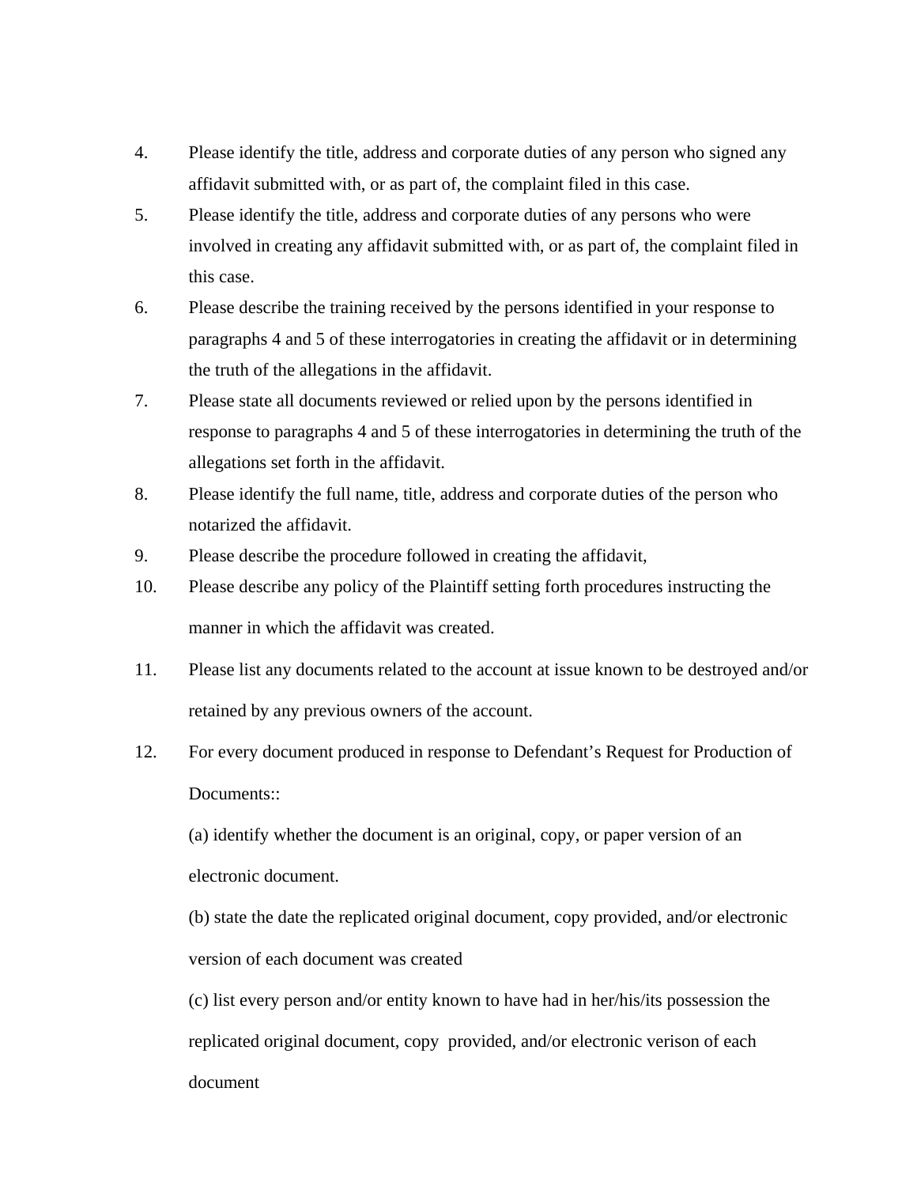4. Please identify the title, address and corporate duties of any person who signed any affidavit submitted with, or as part of, the complaint filed in this case.
5. Please identify the title, address and corporate duties of any persons who were involved in creating any affidavit submitted with, or as part of, the complaint filed in this case.
6. Please describe the training received by the persons identified in your response to paragraphs 4 and 5 of these interrogatories in creating the affidavit or in determining the truth of the allegations in the affidavit.
7. Please state all documents reviewed or relied upon by the persons identified in response to paragraphs 4 and 5 of these interrogatories in determining the truth of the allegations set forth in the affidavit.
8. Please identify the full name, title, address and corporate duties of the person who notarized the affidavit.
9. Please describe the procedure followed in creating the affidavit,
10. Please describe any policy of the Plaintiff setting forth procedures instructing the manner in which the affidavit was created.
11. Please list any documents related to the account at issue known to be destroyed and/or retained by any previous owners of the account.
12. For every document produced in response to Defendant's Request for Production of Documents::

    (a) identify whether the document is an original, copy, or paper version of an electronic document.

    (b) state the date the replicated original document, copy provided, and/or electronic version of each document was created

    (c) list every person and/or entity known to have had in her/his/its possession the replicated original document, copy provided, and/or electronic verison of each document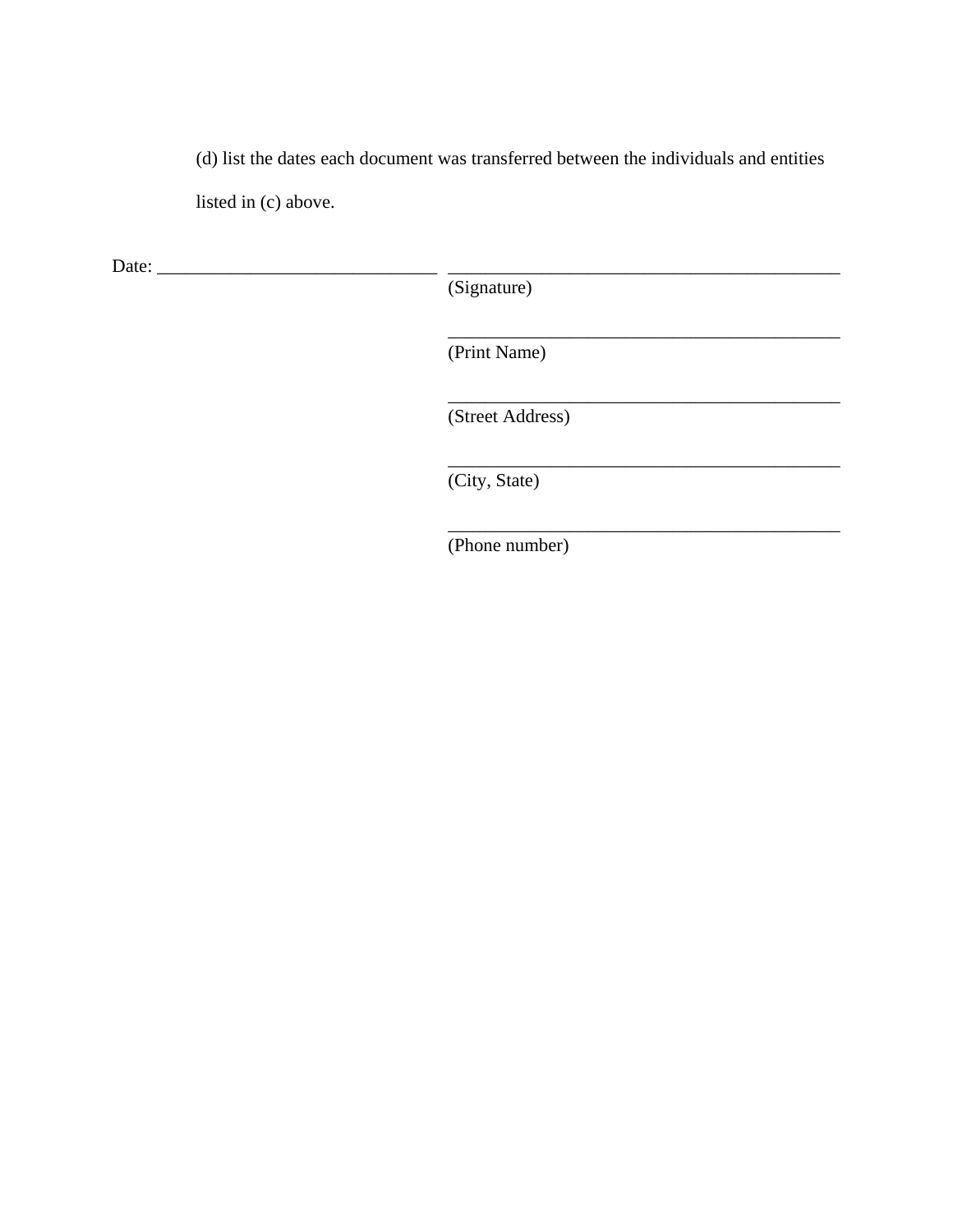(d) list the dates each document was transferred between the individuals and entities listed in (c) above.

Date: ______________________________ ___________________________________________
(Signature)

___________________________________________
(Print Name)

___________________________________________
(Street Address)

___________________________________________
(City, State)

___________________________________________
(Phone number)